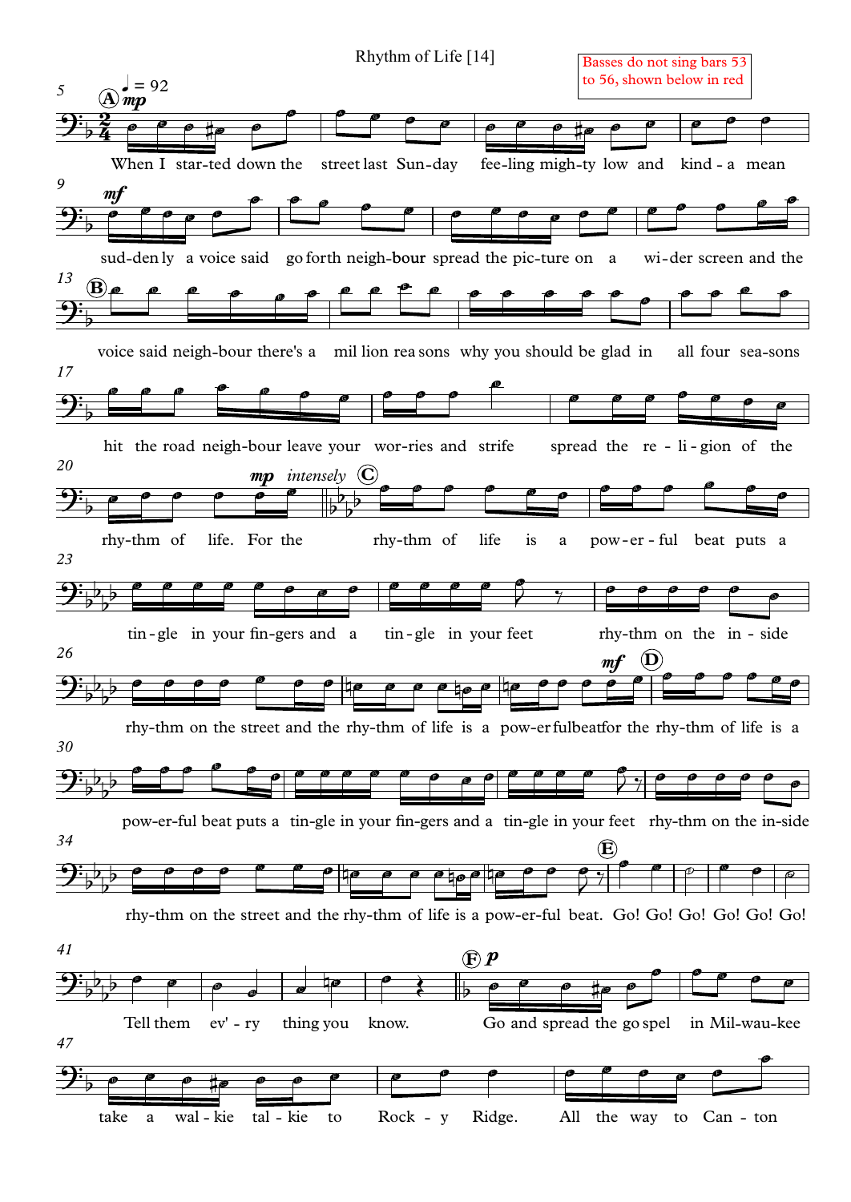Rhythm of Life [14]

Basses do not sing bars 53 to 56, shown below in red

♩ = 92

**A** *mp*

When I star-ted down the street last Sun-day fee-ling migh-ty low and kind - a mean

*mf*

sud-den ly a voice said go forth neigh-bour spread the pic-ture on a wi-der screen and the

**B**

voice said neigh-bour there's a mil lion rea sons why you should be glad in all four sea-sons

hit the road neigh-bour leave your wor-ries and strife spread the re - li-gion of the

*mp* *intensely* **C**

rhy-thm of life. For the rhy-thm of life is a pow-er - ful beat puts a

tin-gle in your fin-gers and a tin-gle in your feet rhy-thm on the in - side

*mf* **D**

rhy-thm on the street and the rhy-thm of life is a pow-er ful beat for the rhy-thm of life is a

pow-er-ful beat puts a tin-gle in your fin-gers and a tin-gle in your feet rhy-thm on the in-side

**E**

rhy-thm on the street and the rhy-thm of life is a pow-er-ful beat. Go! Go! Go! Go! Go! Go!

**F** *p*

Tell them ev' - ry thing you know. Go and spread the go spel in Mil-wau-kee

take a wal - kie tal - kie to Rock - y Ridge. All the way to Can - ton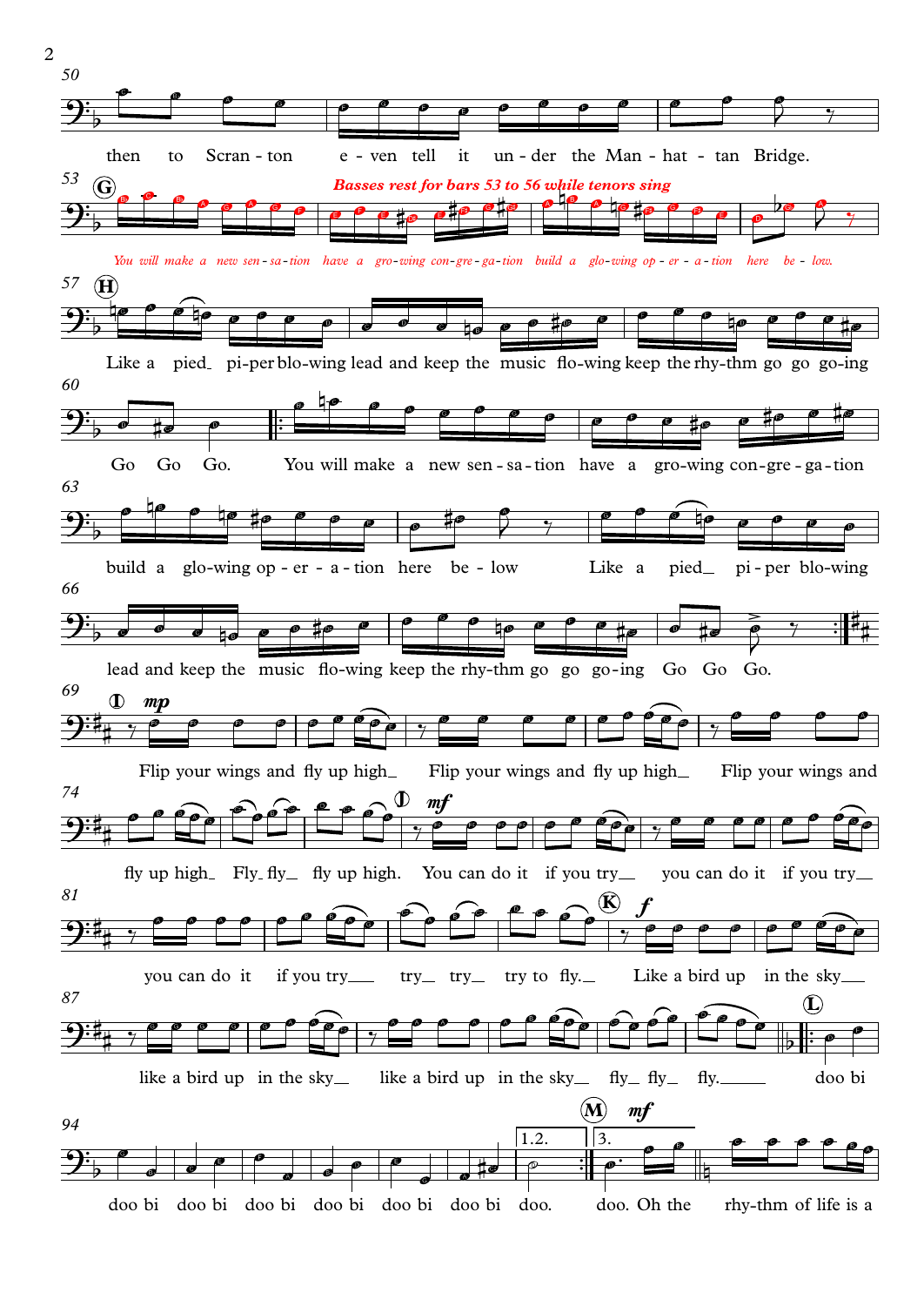50

then to Scran - ton e - ven tell it un - der the Man - hat - tan Bridge.

53 **G**

*Basses rest for bars 53 to 56 while tenors sing*

*You will make a new sen - sa - tion have a gro-wing con-gre - ga - tion build a glo-wing op - er - a - tion here be - low.*

57 **H**

Like a pied_ pi-per blo-wing lead and keep the music flo-wing keep the rhy-thm go go go-ing

60

Go Go Go. You will make a new sen - sa - tion have a gro-wing con-gre - ga - tion

63

build a glo-wing op - er - a - tion here be - low Like a pied_ pi - per blo-wing

66

lead and keep the music flo-wing keep the rhy-thm go go go-ing Go Go Go.

69 **I** *mp*

Flip your wings and fly up high_ Flip your wings and fly up high_ Flip your wings and

74 **J** *mf*

fly up high_ Fly_ fly_ fly up high. You can do it if you try__ you can do it if you try__

81 **K** *f*

you can do it if you try___ try_ try_ try to fly._ Like a bird up in the sky___

87 **L**

like a bird up in the sky__ like a bird up in the sky_ fly_ fly_ fly.____ doo bi

94 **M** *mf*

doo bi doo bi doo bi doo bi doo bi doo bi doo. (1.2.) doo. (3.) Oh the rhy-thm of life is a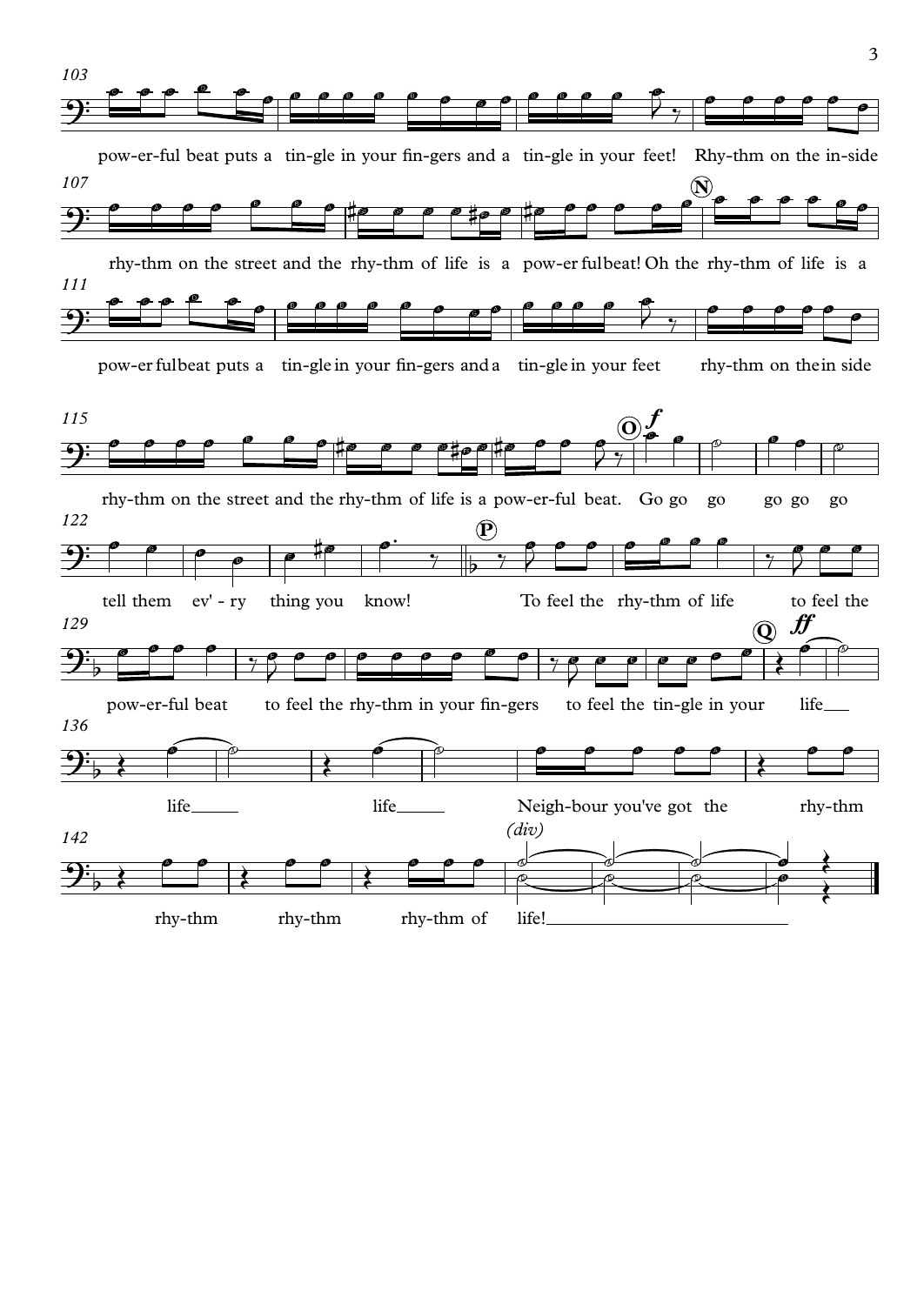103

pow-er-ful beat puts a tin-gle in your fin-gers and a tin-gle in your feet! Rhy-thm on the in-side

107

rhy-thm on the street and the rhy-thm of life is a pow-er ful beat! Oh the rhy-thm of life is a

111

pow-er ful beat puts a tin-gle in your fin-gers and a tin-gle in your feet rhy-thm on the in side

115

rhy-thm on the street and the rhy-thm of life is a pow-er-ful beat. Go go go go go go

122

tell them ev' - ry thing you know! To feel the rhy-thm of life to feel the

129

pow-er-ful beat to feel the rhy-thm in your fin-gers to feel the tin-gle in your life

136

life life Neigh-bour you've got the rhy-thm

142

*(div)*

rhy-thm rhy-thm rhy-thm of life!